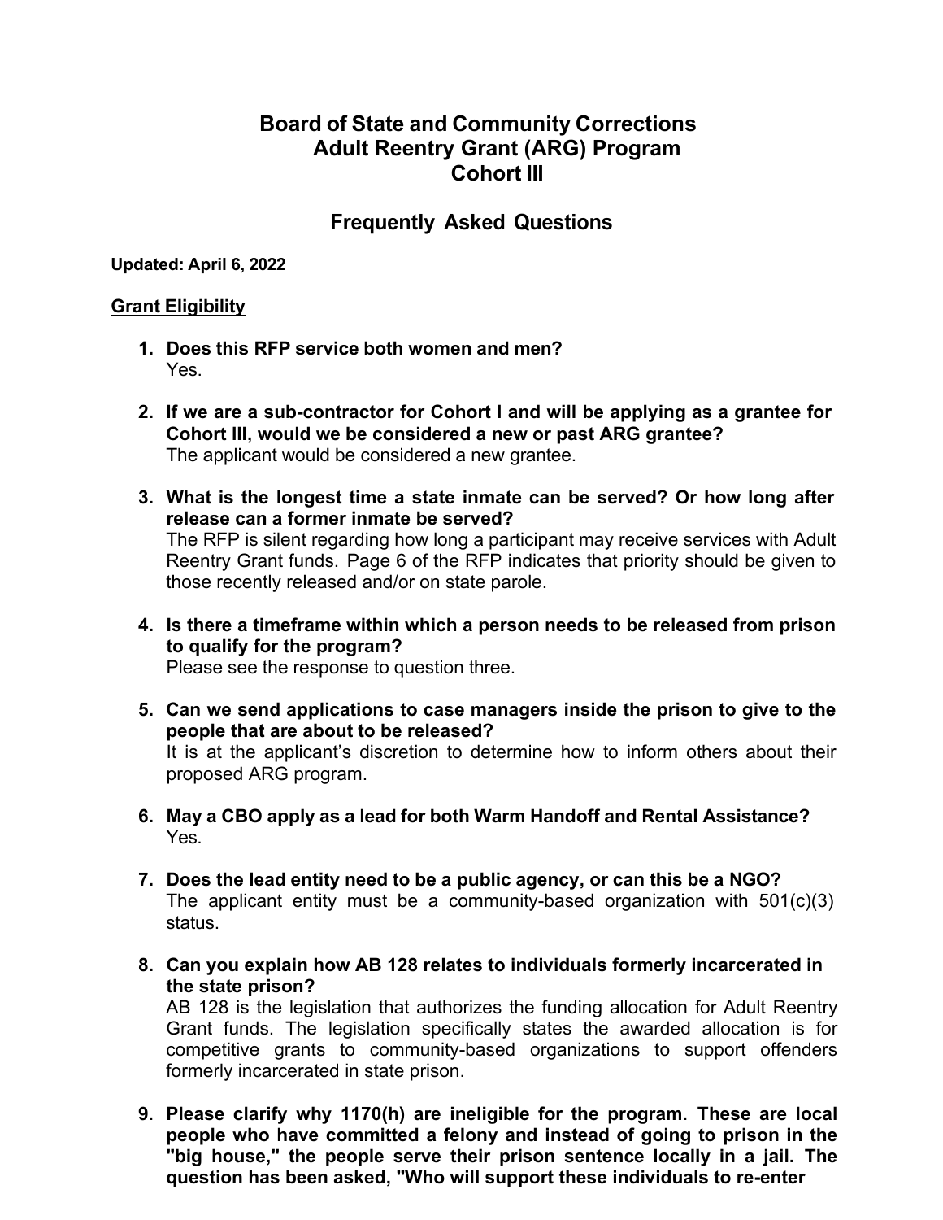# Board of State and Community Corrections
# Adult Reentry Grant (ARG) Program
# Cohort III

## Frequently Asked Questions

**Updated: April 6, 2022**

### Grant Eligibility

1. **Does this RFP service both women and men?**
   Yes.

2. **If we are a sub-contractor for Cohort I and will be applying as a grantee for Cohort III, would we be considered a new or past ARG grantee?**
   The applicant would be considered a new grantee.

3. **What is the longest time a state inmate can be served? Or how long after release can a former inmate be served?**
   The RFP is silent regarding how long a participant may receive services with Adult Reentry Grant funds. Page 6 of the RFP indicates that priority should be given to those recently released and/or on state parole.

4. **Is there a timeframe within which a person needs to be released from prison to qualify for the program?**
   Please see the response to question three.

5. **Can we send applications to case managers inside the prison to give to the people that are about to be released?**
   It is at the applicant's discretion to determine how to inform others about their proposed ARG program.

6. **May a CBO apply as a lead for both Warm Handoff and Rental Assistance?**
   Yes.

7. **Does the lead entity need to be a public agency, or can this be a NGO?**
   The applicant entity must be a community-based organization with 501(c)(3) status.

8. **Can you explain how AB 128 relates to individuals formerly incarcerated in the state prison?**
   AB 128 is the legislation that authorizes the funding allocation for Adult Reentry Grant funds. The legislation specifically states the awarded allocation is for competitive grants to community-based organizations to support offenders formerly incarcerated in state prison.

9. **Please clarify why 1170(h) are ineligible for the program. These are local people who have committed a felony and instead of going to prison in the "big house," the people serve their prison sentence locally in a jail. The question has been asked, "Who will support these individuals to re-enter**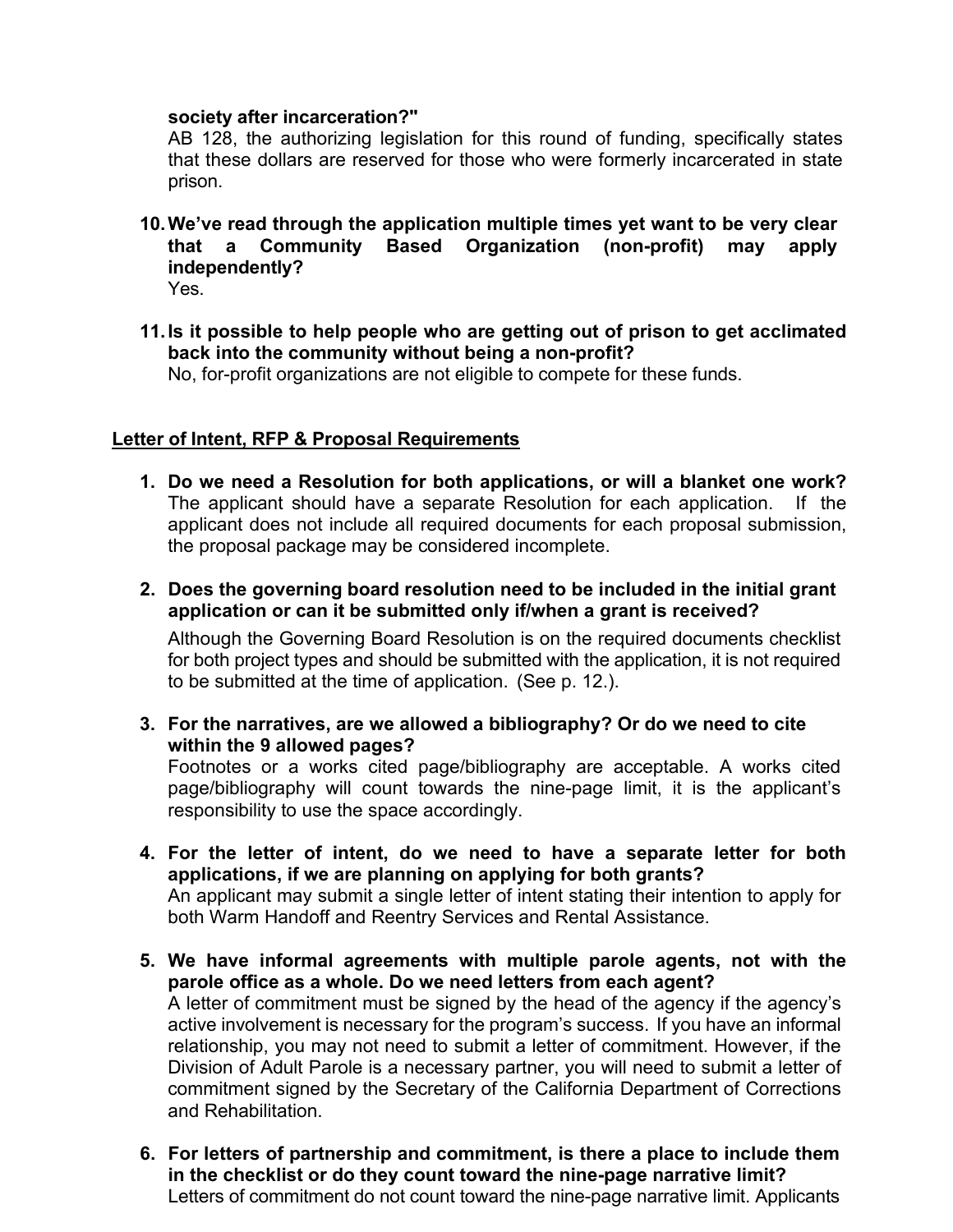**society after incarceration?"**
AB 128, the authorizing legislation for this round of funding, specifically states that these dollars are reserved for those who were formerly incarcerated in state prison.

10. **We've read through the application multiple times yet want to be very clear that a Community Based Organization (non-profit) may apply independently?**
Yes.

11. **Is it possible to help people who are getting out of prison to get acclimated back into the community without being a non-profit?**
No, for-profit organizations are not eligible to compete for these funds.

## Letter of Intent, RFP & Proposal Requirements

1. **Do we need a Resolution for both applications, or will a blanket one work?**
The applicant should have a separate Resolution for each application. If the applicant does not include all required documents for each proposal submission, the proposal package may be considered incomplete.

2. **Does the governing board resolution need to be included in the initial grant application or can it be submitted only if/when a grant is received?**

   Although the Governing Board Resolution is on the required documents checklist for both project types and should be submitted with the application, it is not required to be submitted at the time of application. (See p. 12.).

3. **For the narratives, are we allowed a bibliography? Or do we need to cite within the 9 allowed pages?**
Footnotes or a works cited page/bibliography are acceptable. A works cited page/bibliography will count towards the nine-page limit, it is the applicant's responsibility to use the space accordingly.

4. **For the letter of intent, do we need to have a separate letter for both applications, if we are planning on applying for both grants?**
An applicant may submit a single letter of intent stating their intention to apply for both Warm Handoff and Reentry Services and Rental Assistance.

5. **We have informal agreements with multiple parole agents, not with the parole office as a whole. Do we need letters from each agent?**
A letter of commitment must be signed by the head of the agency if the agency's active involvement is necessary for the program's success. If you have an informal relationship, you may not need to submit a letter of commitment. However, if the Division of Adult Parole is a necessary partner, you will need to submit a letter of commitment signed by the Secretary of the California Department of Corrections and Rehabilitation.

6. **For letters of partnership and commitment, is there a place to include them in the checklist or do they count toward the nine-page narrative limit?**
Letters of commitment do not count toward the nine-page narrative limit. Applicants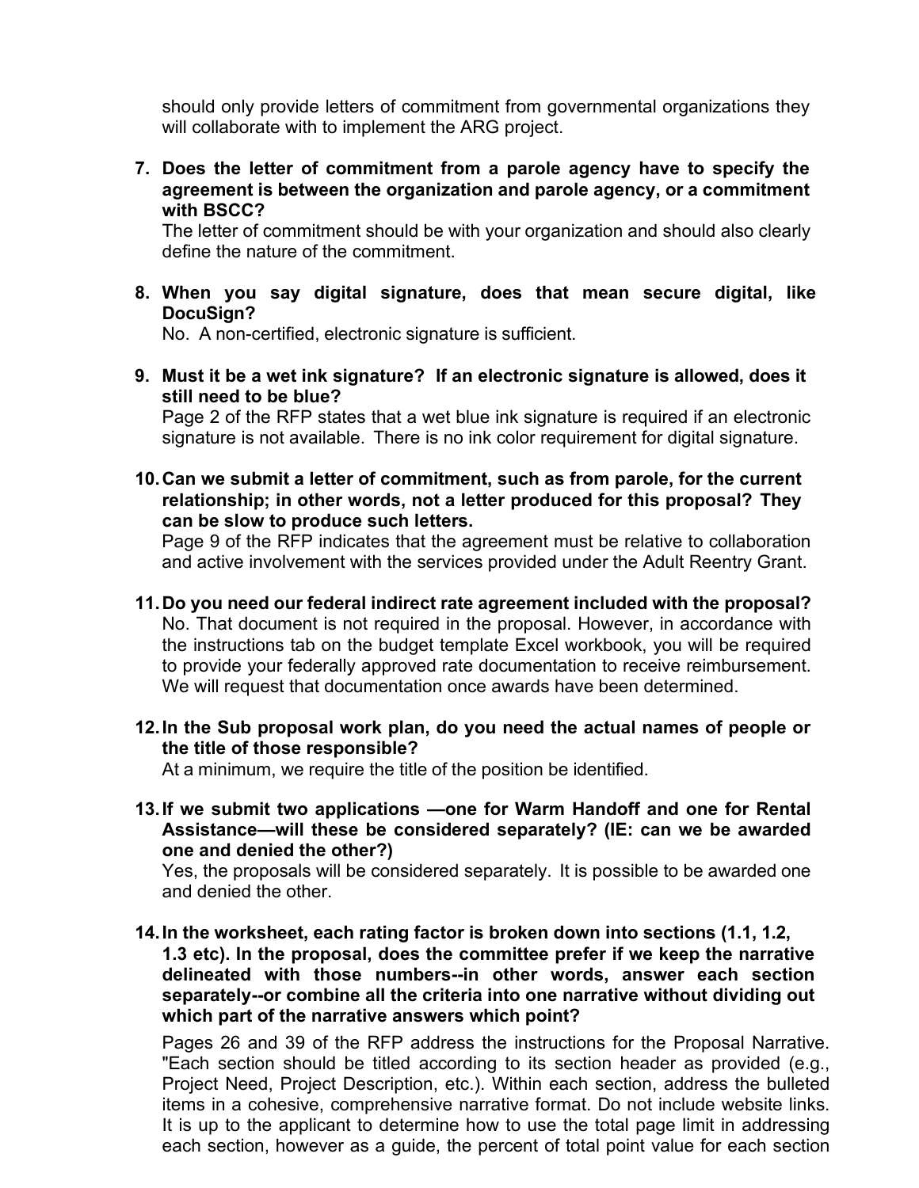should only provide letters of commitment from governmental organizations they will collaborate with to implement the ARG project.

7. **Does the letter of commitment from a parole agency have to specify the agreement is between the organization and parole agency, or a commitment with BSCC?**
   The letter of commitment should be with your organization and should also clearly define the nature of the commitment.

8. **When you say digital signature, does that mean secure digital, like DocuSign?**
   No. A non-certified, electronic signature is sufficient.

9. **Must it be a wet ink signature? If an electronic signature is allowed, does it still need to be blue?**
   Page 2 of the RFP states that a wet blue ink signature is required if an electronic signature is not available. There is no ink color requirement for digital signature.

10. **Can we submit a letter of commitment, such as from parole, for the current relationship; in other words, not a letter produced for this proposal? They can be slow to produce such letters.**
    Page 9 of the RFP indicates that the agreement must be relative to collaboration and active involvement with the services provided under the Adult Reentry Grant.

11. **Do you need our federal indirect rate agreement included with the proposal?**
    No. That document is not required in the proposal. However, in accordance with the instructions tab on the budget template Excel workbook, you will be required to provide your federally approved rate documentation to receive reimbursement. We will request that documentation once awards have been determined.

12. **In the Sub proposal work plan, do you need the actual names of people or the title of those responsible?**
    At a minimum, we require the title of the position be identified.

13. **If we submit two applications —one for Warm Handoff and one for Rental Assistance—will these be considered separately? (IE: can we be awarded one and denied the other?)**
    Yes, the proposals will be considered separately. It is possible to be awarded one and denied the other.

14. **In the worksheet, each rating factor is broken down into sections (1.1, 1.2, 1.3 etc). In the proposal, does the committee prefer if we keep the narrative delineated with those numbers--in other words, answer each section separately--or combine all the criteria into one narrative without dividing out which part of the narrative answers which point?**

    Pages 26 and 39 of the RFP address the instructions for the Proposal Narrative. "Each section should be titled according to its section header as provided (e.g., Project Need, Project Description, etc.). Within each section, address the bulleted items in a cohesive, comprehensive narrative format. Do not include website links. It is up to the applicant to determine how to use the total page limit in addressing each section, however as a guide, the percent of total point value for each section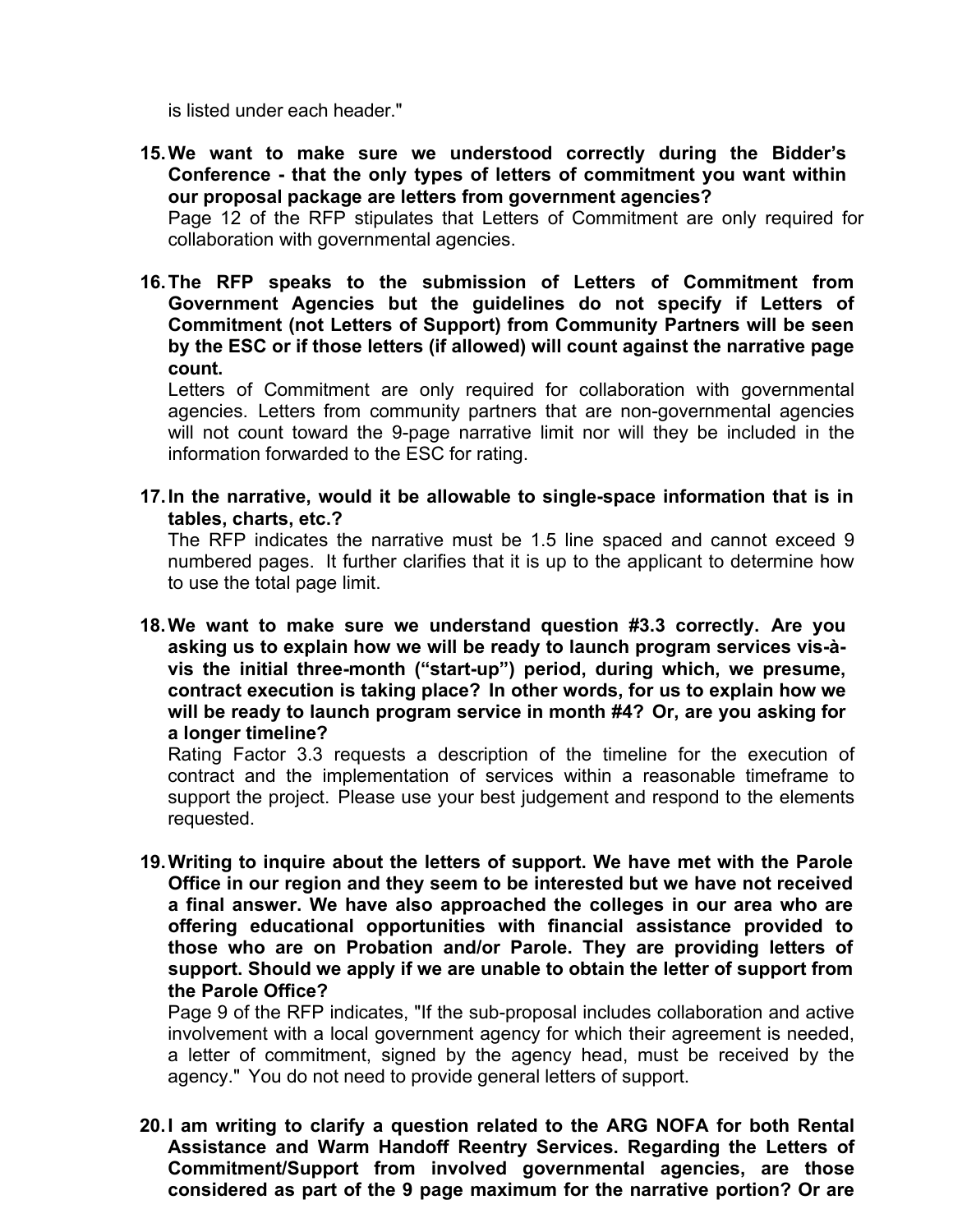is listed under each header."

15. **We want to make sure we understood correctly during the Bidder's Conference - that the only types of letters of commitment you want within our proposal package are letters from government agencies?**
   Page 12 of the RFP stipulates that Letters of Commitment are only required for collaboration with governmental agencies.

16. **The RFP speaks to the submission of Letters of Commitment from Government Agencies but the guidelines do not specify if Letters of Commitment (not Letters of Support) from Community Partners will be seen by the ESC or if those letters (if allowed) will count against the narrative page count.**
   Letters of Commitment are only required for collaboration with governmental agencies. Letters from community partners that are non-governmental agencies will not count toward the 9-page narrative limit nor will they be included in the information forwarded to the ESC for rating.

17. **In the narrative, would it be allowable to single-space information that is in tables, charts, etc.?**
   The RFP indicates the narrative must be 1.5 line spaced and cannot exceed 9 numbered pages. It further clarifies that it is up to the applicant to determine how to use the total page limit.

18. **We want to make sure we understand question #3.3 correctly. Are you asking us to explain how we will be ready to launch program services vis-à-vis the initial three-month ("start-up") period, during which, we presume, contract execution is taking place? In other words, for us to explain how we will be ready to launch program service in month #4? Or, are you asking for a longer timeline?**
   Rating Factor 3.3 requests a description of the timeline for the execution of contract and the implementation of services within a reasonable timeframe to support the project. Please use your best judgement and respond to the elements requested.

19. **Writing to inquire about the letters of support. We have met with the Parole Office in our region and they seem to be interested but we have not received a final answer. We have also approached the colleges in our area who are offering educational opportunities with financial assistance provided to those who are on Probation and/or Parole. They are providing letters of support. Should we apply if we are unable to obtain the letter of support from the Parole Office?**
   Page 9 of the RFP indicates, "If the sub-proposal includes collaboration and active involvement with a local government agency for which their agreement is needed, a letter of commitment, signed by the agency head, must be received by the agency." You do not need to provide general letters of support.

20. **I am writing to clarify a question related to the ARG NOFA for both Rental Assistance and Warm Handoff Reentry Services. Regarding the Letters of Commitment/Support from involved governmental agencies, are those considered as part of the 9 page maximum for the narrative portion? Or are**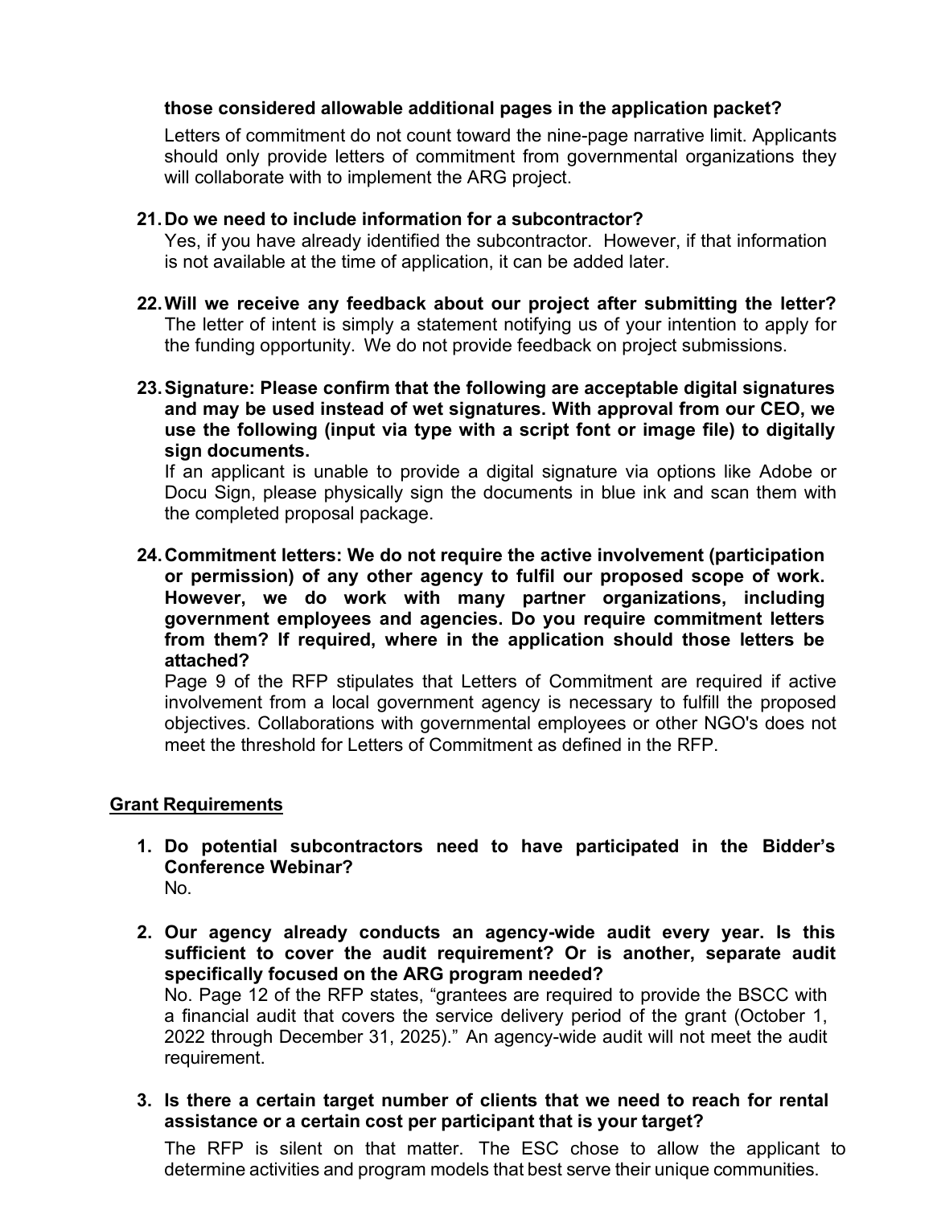**those considered allowable additional pages in the application packet?**

Letters of commitment do not count toward the nine-page narrative limit. Applicants should only provide letters of commitment from governmental organizations they will collaborate with to implement the ARG project.

21. **Do we need to include information for a subcontractor?**
    Yes, if you have already identified the subcontractor. However, if that information is not available at the time of application, it can be added later.

22. **Will we receive any feedback about our project after submitting the letter?**
    The letter of intent is simply a statement notifying us of your intention to apply for the funding opportunity. We do not provide feedback on project submissions.

23. **Signature: Please confirm that the following are acceptable digital signatures and may be used instead of wet signatures. With approval from our CEO, we use the following (input via type with a script font or image file) to digitally sign documents.**
    If an applicant is unable to provide a digital signature via options like Adobe or Docu Sign, please physically sign the documents in blue ink and scan them with the completed proposal package.

24. **Commitment letters: We do not require the active involvement (participation or permission) of any other agency to fulfil our proposed scope of work. However, we do work with many partner organizations, including government employees and agencies. Do you require commitment letters from them? If required, where in the application should those letters be attached?**
    Page 9 of the RFP stipulates that Letters of Commitment are required if active involvement from a local government agency is necessary to fulfill the proposed objectives. Collaborations with governmental employees or other NGO's does not meet the threshold for Letters of Commitment as defined in the RFP.

## Grant Requirements

1. **Do potential subcontractors need to have participated in the Bidder's Conference Webinar?**
   No.

2. **Our agency already conducts an agency-wide audit every year. Is this sufficient to cover the audit requirement? Or is another, separate audit specifically focused on the ARG program needed?**
   No. Page 12 of the RFP states, "grantees are required to provide the BSCC with a financial audit that covers the service delivery period of the grant (October 1, 2022 through December 31, 2025)." An agency-wide audit will not meet the audit requirement.

3. **Is there a certain target number of clients that we need to reach for rental assistance or a certain cost per participant that is your target?**
   The RFP is silent on that matter. The ESC chose to allow the applicant to determine activities and program models that best serve their unique communities.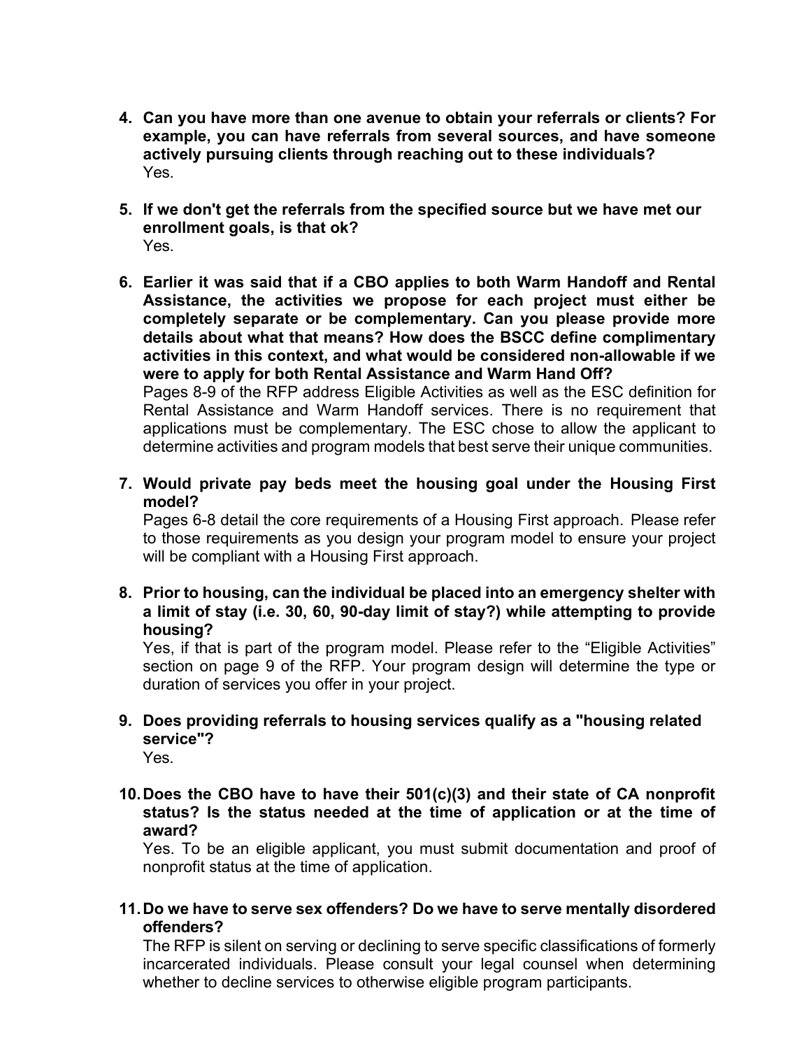4. **Can you have more than one avenue to obtain your referrals or clients? For example, you can have referrals from several sources, and have someone actively pursuing clients through reaching out to these individuals?**
   Yes.

5. **If we don't get the referrals from the specified source but we have met our enrollment goals, is that ok?**
   Yes.

6. **Earlier it was said that if a CBO applies to both Warm Handoff and Rental Assistance, the activities we propose for each project must either be completely separate or be complementary. Can you please provide more details about what that means? How does the BSCC define complimentary activities in this context, and what would be considered non-allowable if we were to apply for both Rental Assistance and Warm Hand Off?**
   Pages 8-9 of the RFP address Eligible Activities as well as the ESC definition for Rental Assistance and Warm Handoff services. There is no requirement that applications must be complementary. The ESC chose to allow the applicant to determine activities and program models that best serve their unique communities.

7. **Would private pay beds meet the housing goal under the Housing First model?**
   Pages 6-8 detail the core requirements of a Housing First approach. Please refer to those requirements as you design your program model to ensure your project will be compliant with a Housing First approach.

8. **Prior to housing, can the individual be placed into an emergency shelter with a limit of stay (i.e. 30, 60, 90-day limit of stay?) while attempting to provide housing?**
   Yes, if that is part of the program model. Please refer to the "Eligible Activities" section on page 9 of the RFP. Your program design will determine the type or duration of services you offer in your project.

9. **Does providing referrals to housing services qualify as a "housing related service"?**
   Yes.

10. **Does the CBO have to have their 501(c)(3) and their state of CA nonprofit status? Is the status needed at the time of application or at the time of award?**
    Yes. To be an eligible applicant, you must submit documentation and proof of nonprofit status at the time of application.

11. **Do we have to serve sex offenders? Do we have to serve mentally disordered offenders?**
    The RFP is silent on serving or declining to serve specific classifications of formerly incarcerated individuals. Please consult your legal counsel when determining whether to decline services to otherwise eligible program participants.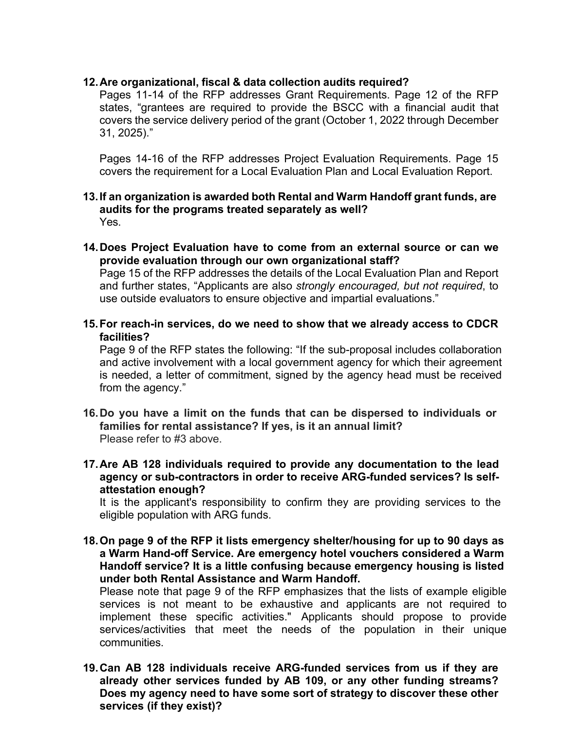12. **Are organizational, fiscal & data collection audits required?**
    Pages 11-14 of the RFP addresses Grant Requirements. Page 12 of the RFP states, "grantees are required to provide the BSCC with a financial audit that covers the service delivery period of the grant (October 1, 2022 through December 31, 2025)."

    Pages 14-16 of the RFP addresses Project Evaluation Requirements. Page 15 covers the requirement for a Local Evaluation Plan and Local Evaluation Report.

13. **If an organization is awarded both Rental and Warm Handoff grant funds, are audits for the programs treated separately as well?**
    Yes.

14. **Does Project Evaluation have to come from an external source or can we provide evaluation through our own organizational staff?**
    Page 15 of the RFP addresses the details of the Local Evaluation Plan and Report and further states, "Applicants are also *strongly encouraged, but not required*, to use outside evaluators to ensure objective and impartial evaluations."

15. **For reach-in services, do we need to show that we already access to CDCR facilities?**
    Page 9 of the RFP states the following: "If the sub-proposal includes collaboration and active involvement with a local government agency for which their agreement is needed, a letter of commitment, signed by the agency head must be received from the agency."

16. **Do you have a limit on the funds that can be dispersed to individuals or families for rental assistance? If yes, is it an annual limit?**
    Please refer to #3 above.

17. **Are AB 128 individuals required to provide any documentation to the lead agency or sub-contractors in order to receive ARG-funded services? Is self-attestation enough?**
    It is the applicant's responsibility to confirm they are providing services to the eligible population with ARG funds.

18. **On page 9 of the RFP it lists emergency shelter/housing for up to 90 days as a Warm Hand-off Service. Are emergency hotel vouchers considered a Warm Handoff service? It is a little confusing because emergency housing is listed under both Rental Assistance and Warm Handoff.**
    Please note that page 9 of the RFP emphasizes that the lists of example eligible services is not meant to be exhaustive and applicants are not required to implement these specific activities." Applicants should propose to provide services/activities that meet the needs of the population in their unique communities.

19. **Can AB 128 individuals receive ARG-funded services from us if they are already other services funded by AB 109, or any other funding streams? Does my agency need to have some sort of strategy to discover these other services (if they exist)?**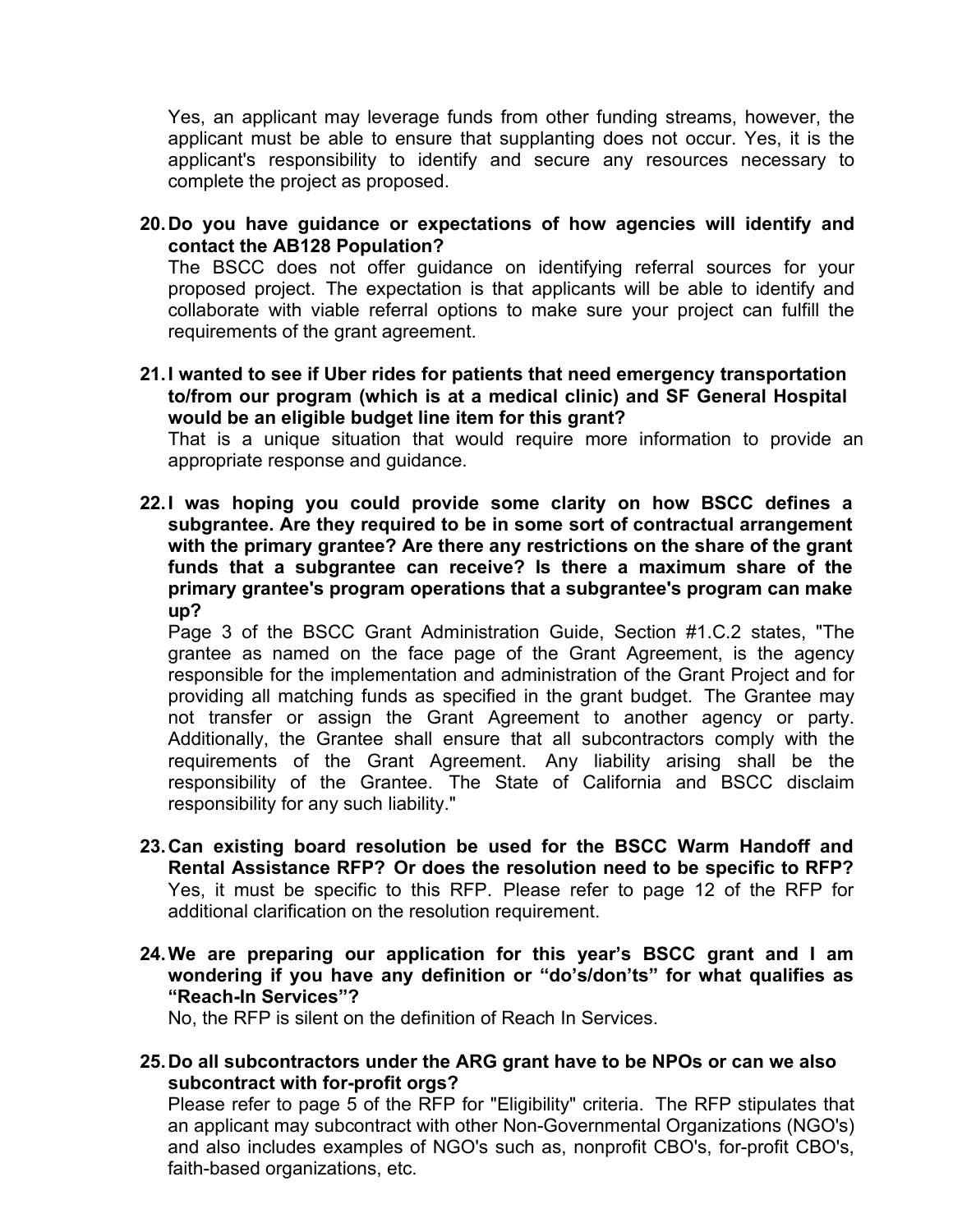Yes, an applicant may leverage funds from other funding streams, however, the applicant must be able to ensure that supplanting does not occur. Yes, it is the applicant's responsibility to identify and secure any resources necessary to complete the project as proposed.

20. **Do you have guidance or expectations of how agencies will identify and contact the AB128 Population?**
    The BSCC does not offer guidance on identifying referral sources for your proposed project. The expectation is that applicants will be able to identify and collaborate with viable referral options to make sure your project can fulfill the requirements of the grant agreement.

21. **I wanted to see if Uber rides for patients that need emergency transportation to/from our program (which is at a medical clinic) and SF General Hospital would be an eligible budget line item for this grant?**
    That is a unique situation that would require more information to provide an appropriate response and guidance.

22. **I was hoping you could provide some clarity on how BSCC defines a subgrantee. Are they required to be in some sort of contractual arrangement with the primary grantee? Are there any restrictions on the share of the grant funds that a subgrantee can receive? Is there a maximum share of the primary grantee's program operations that a subgrantee's program can make up?**
    Page 3 of the BSCC Grant Administration Guide, Section #1.C.2 states, "The grantee as named on the face page of the Grant Agreement, is the agency responsible for the implementation and administration of the Grant Project and for providing all matching funds as specified in the grant budget. The Grantee may not transfer or assign the Grant Agreement to another agency or party. Additionally, the Grantee shall ensure that all subcontractors comply with the requirements of the Grant Agreement. Any liability arising shall be the responsibility of the Grantee. The State of California and BSCC disclaim responsibility for any such liability."

23. **Can existing board resolution be used for the BSCC Warm Handoff and Rental Assistance RFP? Or does the resolution need to be specific to RFP?**
    Yes, it must be specific to this RFP. Please refer to page 12 of the RFP for additional clarification on the resolution requirement.

24. **We are preparing our application for this year's BSCC grant and I am wondering if you have any definition or "do's/don'ts" for what qualifies as "Reach-In Services"?**
    No, the RFP is silent on the definition of Reach In Services.

25. **Do all subcontractors under the ARG grant have to be NPOs or can we also subcontract with for-profit orgs?**
    Please refer to page 5 of the RFP for "Eligibility" criteria. The RFP stipulates that an applicant may subcontract with other Non-Governmental Organizations (NGO's) and also includes examples of NGO's such as, nonprofit CBO's, for-profit CBO's, faith-based organizations, etc.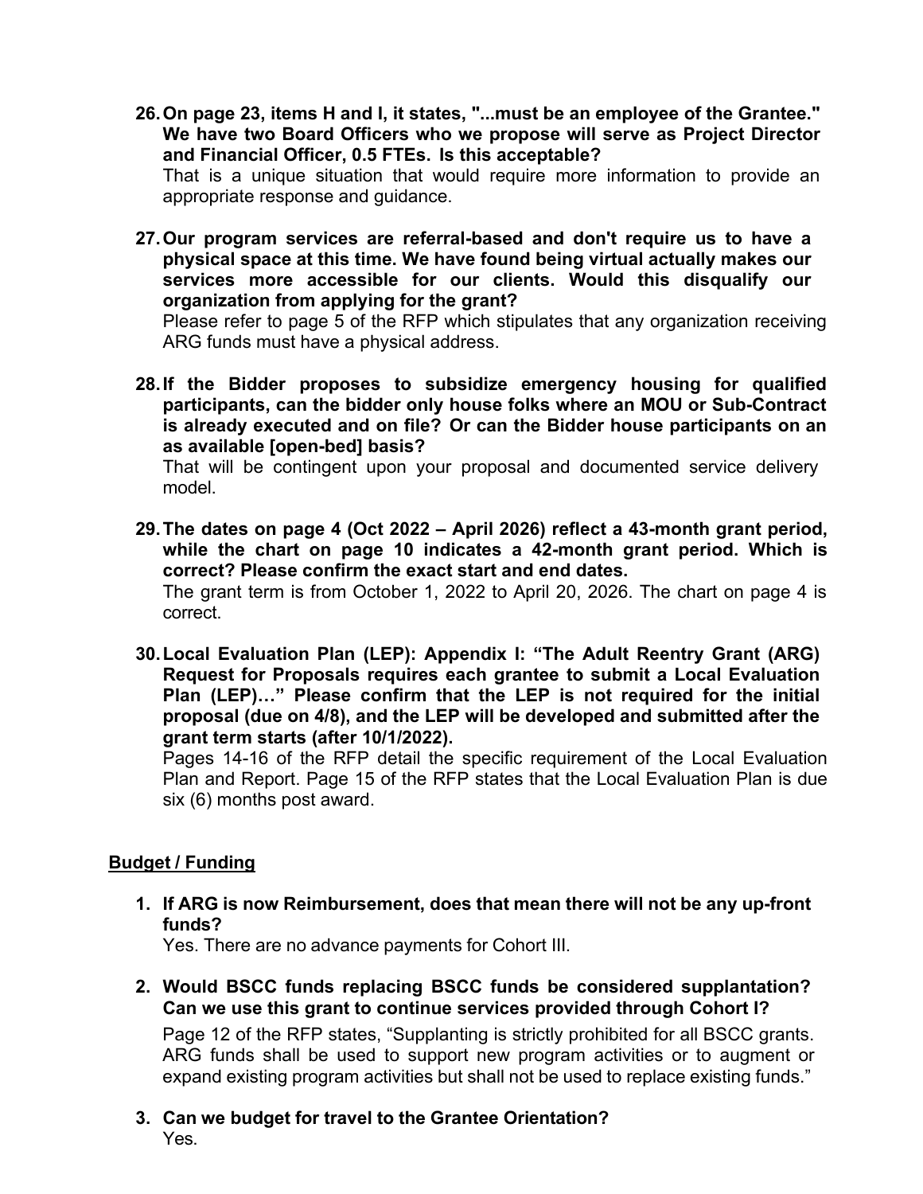26. **On page 23, items H and I, it states, "...must be an employee of the Grantee." We have two Board Officers who we propose will serve as Project Director and Financial Officer, 0.5 FTEs. Is this acceptable?**
    That is a unique situation that would require more information to provide an appropriate response and guidance.

27. **Our program services are referral-based and don't require us to have a physical space at this time. We have found being virtual actually makes our services more accessible for our clients. Would this disqualify our organization from applying for the grant?**
    Please refer to page 5 of the RFP which stipulates that any organization receiving ARG funds must have a physical address.

28. **If the Bidder proposes to subsidize emergency housing for qualified participants, can the bidder only house folks where an MOU or Sub-Contract is already executed and on file? Or can the Bidder house participants on an as available [open-bed] basis?**
    That will be contingent upon your proposal and documented service delivery model.

29. **The dates on page 4 (Oct 2022 – April 2026) reflect a 43-month grant period, while the chart on page 10 indicates a 42-month grant period. Which is correct? Please confirm the exact start and end dates.**
    The grant term is from October 1, 2022 to April 20, 2026. The chart on page 4 is correct.

30. **Local Evaluation Plan (LEP): Appendix I: "The Adult Reentry Grant (ARG) Request for Proposals requires each grantee to submit a Local Evaluation Plan (LEP)…" Please confirm that the LEP is not required for the initial proposal (due on 4/8), and the LEP will be developed and submitted after the grant term starts (after 10/1/2022).**
    Pages 14-16 of the RFP detail the specific requirement of the Local Evaluation Plan and Report. Page 15 of the RFP states that the Local Evaluation Plan is due six (6) months post award.

**<u>Budget / Funding</u>**

1. **If ARG is now Reimbursement, does that mean there will not be any up-front funds?**
   Yes. There are no advance payments for Cohort III.

2. **Would BSCC funds replacing BSCC funds be considered supplantation? Can we use this grant to continue services provided through Cohort I?**
   Page 12 of the RFP states, "Supplanting is strictly prohibited for all BSCC grants. ARG funds shall be used to support new program activities or to augment or expand existing program activities but shall not be used to replace existing funds."

3. **Can we budget for travel to the Grantee Orientation?**
   Yes.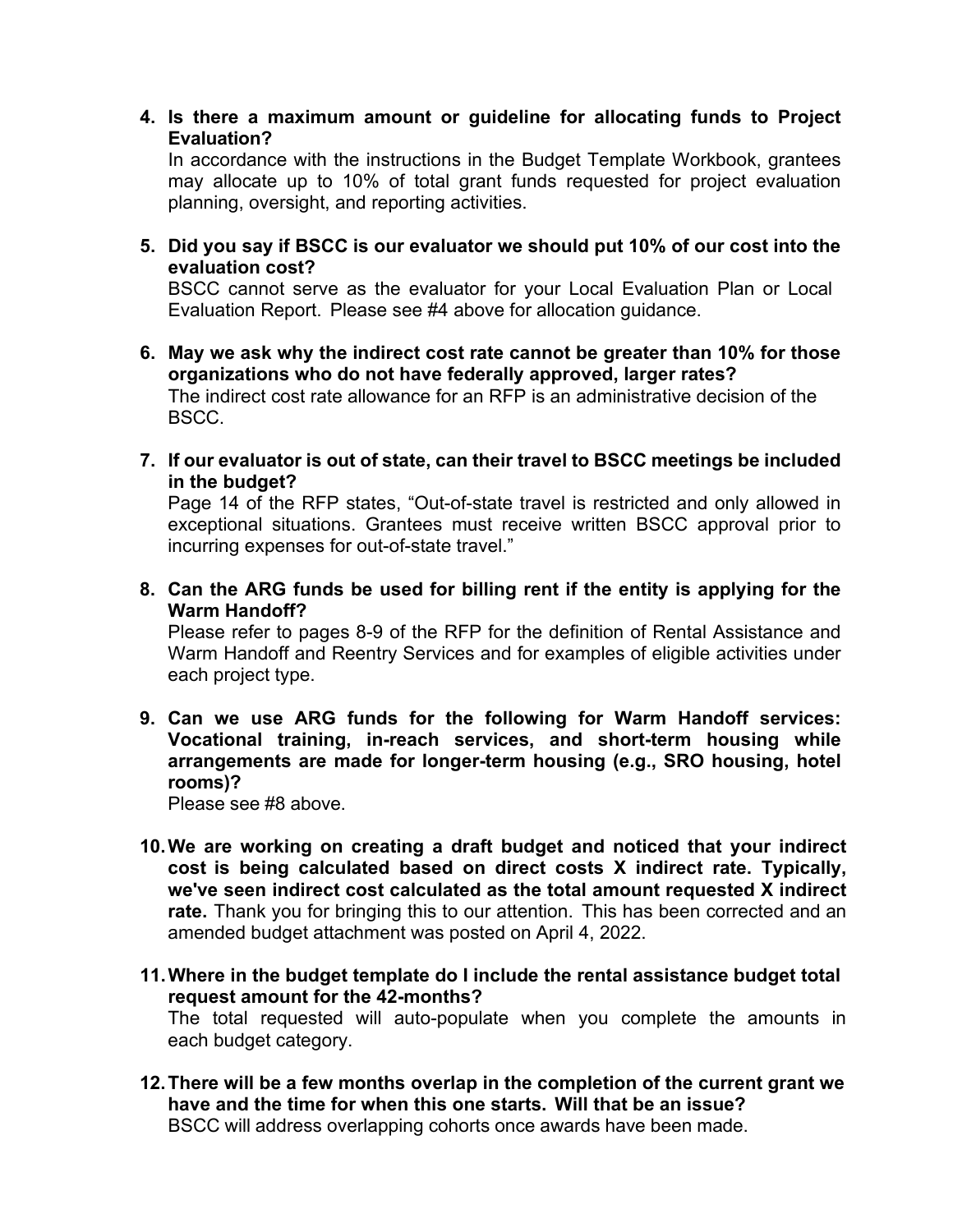4. **Is there a maximum amount or guideline for allocating funds to Project Evaluation?**
   In accordance with the instructions in the Budget Template Workbook, grantees may allocate up to 10% of total grant funds requested for project evaluation planning, oversight, and reporting activities.

5. **Did you say if BSCC is our evaluator we should put 10% of our cost into the evaluation cost?**
   BSCC cannot serve as the evaluator for your Local Evaluation Plan or Local Evaluation Report. Please see #4 above for allocation guidance.

6. **May we ask why the indirect cost rate cannot be greater than 10% for those organizations who do not have federally approved, larger rates?**
   The indirect cost rate allowance for an RFP is an administrative decision of the BSCC.

7. **If our evaluator is out of state, can their travel to BSCC meetings be included in the budget?**
   Page 14 of the RFP states, "Out-of-state travel is restricted and only allowed in exceptional situations. Grantees must receive written BSCC approval prior to incurring expenses for out-of-state travel."

8. **Can the ARG funds be used for billing rent if the entity is applying for the Warm Handoff?**
   Please refer to pages 8-9 of the RFP for the definition of Rental Assistance and Warm Handoff and Reentry Services and for examples of eligible activities under each project type.

9. **Can we use ARG funds for the following for Warm Handoff services: Vocational training, in-reach services, and short-term housing while arrangements are made for longer-term housing (e.g., SRO housing, hotel rooms)?**
   Please see #8 above.

10. **We are working on creating a draft budget and noticed that your indirect cost is being calculated based on direct costs X indirect rate. Typically, we've seen indirect cost calculated as the total amount requested X indirect rate.** Thank you for bringing this to our attention. This has been corrected and an amended budget attachment was posted on April 4, 2022.

11. **Where in the budget template do I include the rental assistance budget total request amount for the 42-months?**
    The total requested will auto-populate when you complete the amounts in each budget category.

12. **There will be a few months overlap in the completion of the current grant we have and the time for when this one starts. Will that be an issue?**
    BSCC will address overlapping cohorts once awards have been made.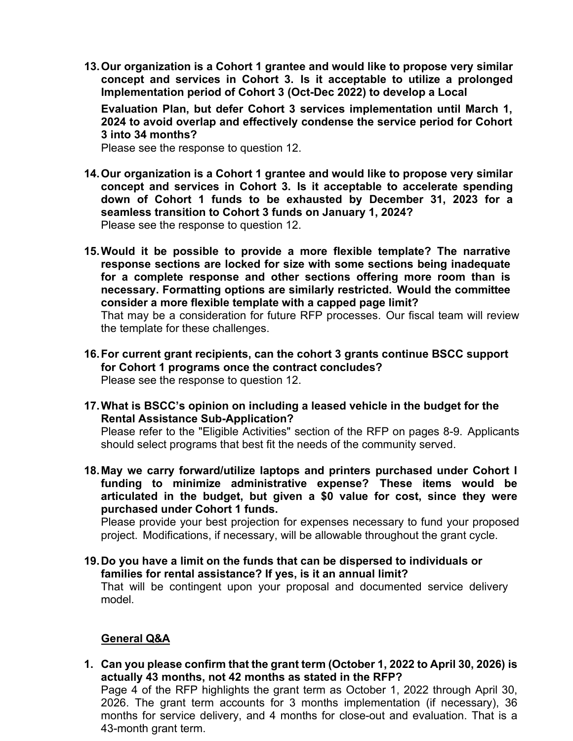13. **Our organization is a Cohort 1 grantee and would like to propose very similar concept and services in Cohort 3. Is it acceptable to utilize a prolonged Implementation period of Cohort 3 (Oct-Dec 2022) to develop a Local Evaluation Plan, but defer Cohort 3 services implementation until March 1, 2024 to avoid overlap and effectively condense the service period for Cohort 3 into 34 months?**
   Please see the response to question 12.

14. **Our organization is a Cohort 1 grantee and would like to propose very similar concept and services in Cohort 3. Is it acceptable to accelerate spending down of Cohort 1 funds to be exhausted by December 31, 2023 for a seamless transition to Cohort 3 funds on January 1, 2024?**
   Please see the response to question 12.

15. **Would it be possible to provide a more flexible template? The narrative response sections are locked for size with some sections being inadequate for a complete response and other sections offering more room than is necessary. Formatting options are similarly restricted. Would the committee consider a more flexible template with a capped page limit?**
   That may be a consideration for future RFP processes. Our fiscal team will review the template for these challenges.

16. **For current grant recipients, can the cohort 3 grants continue BSCC support for Cohort 1 programs once the contract concludes?**
   Please see the response to question 12.

17. **What is BSCC's opinion on including a leased vehicle in the budget for the Rental Assistance Sub-Application?**
   Please refer to the "Eligible Activities" section of the RFP on pages 8-9. Applicants should select programs that best fit the needs of the community served.

18. **May we carry forward/utilize laptops and printers purchased under Cohort I funding to minimize administrative expense? These items would be articulated in the budget, but given a $0 value for cost, since they were purchased under Cohort 1 funds.**
   Please provide your best projection for expenses necessary to fund your proposed project. Modifications, if necessary, will be allowable throughout the grant cycle.

19. **Do you have a limit on the funds that can be dispersed to individuals or families for rental assistance? If yes, is it an annual limit?**
   That will be contingent upon your proposal and documented service delivery model.

**<u>General Q&A</u>**

1. **Can you please confirm that the grant term (October 1, 2022 to April 30, 2026) is actually 43 months, not 42 months as stated in the RFP?**
   Page 4 of the RFP highlights the grant term as October 1, 2022 through April 30, 2026. The grant term accounts for 3 months implementation (if necessary), 36 months for service delivery, and 4 months for close-out and evaluation. That is a 43-month grant term.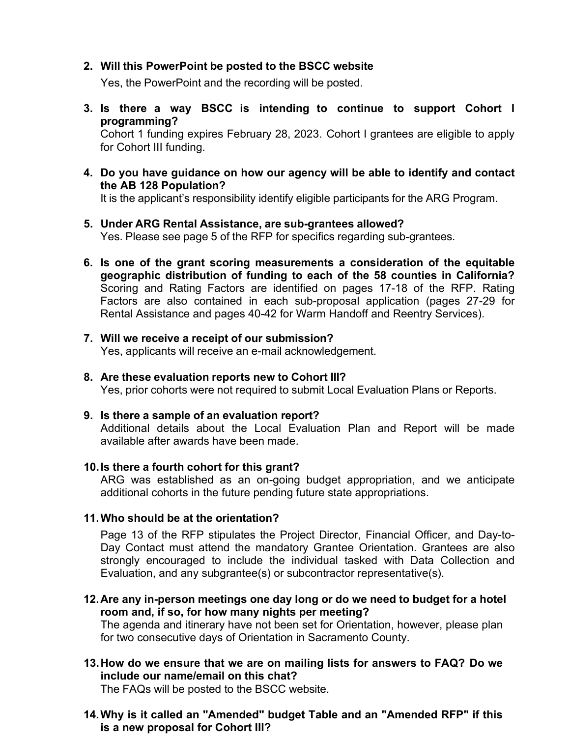2. **Will this PowerPoint be posted to the BSCC website**

   Yes, the PowerPoint and the recording will be posted.

3. **Is there a way BSCC is intending to continue to support Cohort I programming?**
   Cohort 1 funding expires February 28, 2023. Cohort I grantees are eligible to apply for Cohort III funding.

4. **Do you have guidance on how our agency will be able to identify and contact the AB 128 Population?**
   It is the applicant's responsibility identify eligible participants for the ARG Program.

5. **Under ARG Rental Assistance, are sub-grantees allowed?**
   Yes. Please see page 5 of the RFP for specifics regarding sub-grantees.

6. **Is one of the grant scoring measurements a consideration of the equitable geographic distribution of funding to each of the 58 counties in California?**
   Scoring and Rating Factors are identified on pages 17-18 of the RFP. Rating Factors are also contained in each sub-proposal application (pages 27-29 for Rental Assistance and pages 40-42 for Warm Handoff and Reentry Services).

7. **Will we receive a receipt of our submission?**
   Yes, applicants will receive an e-mail acknowledgement.

8. **Are these evaluation reports new to Cohort III?**
   Yes, prior cohorts were not required to submit Local Evaluation Plans or Reports.

9. **Is there a sample of an evaluation report?**
   Additional details about the Local Evaluation Plan and Report will be made available after awards have been made.

10. **Is there a fourth cohort for this grant?**
    ARG was established as an on-going budget appropriation, and we anticipate additional cohorts in the future pending future state appropriations.

11. **Who should be at the orientation?**

    Page 13 of the RFP stipulates the Project Director, Financial Officer, and Day-to-Day Contact must attend the mandatory Grantee Orientation. Grantees are also strongly encouraged to include the individual tasked with Data Collection and Evaluation, and any subgrantee(s) or subcontractor representative(s).

12. **Are any in-person meetings one day long or do we need to budget for a hotel room and, if so, for how many nights per meeting?**
    The agenda and itinerary have not been set for Orientation, however, please plan for two consecutive days of Orientation in Sacramento County.

13. **How do we ensure that we are on mailing lists for answers to FAQ? Do we include our name/email on this chat?**
    The FAQs will be posted to the BSCC website.

14. **Why is it called an "Amended" budget Table and an "Amended RFP" if this is a new proposal for Cohort III?**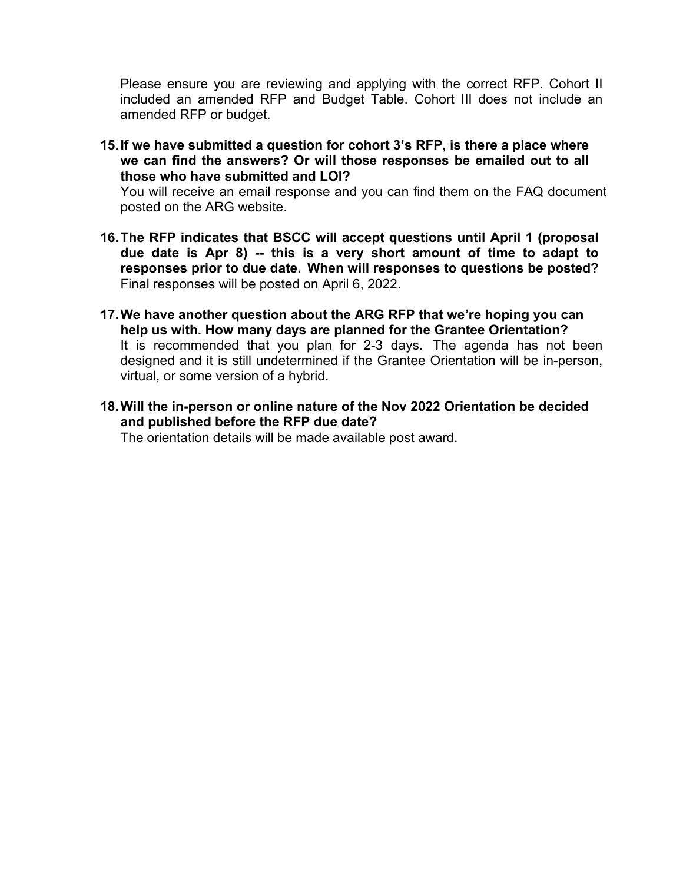Please ensure you are reviewing and applying with the correct RFP. Cohort II included an amended RFP and Budget Table. Cohort III does not include an amended RFP or budget.

15. **If we have submitted a question for cohort 3's RFP, is there a place where we can find the answers? Or will those responses be emailed out to all those who have submitted and LOI?**
    You will receive an email response and you can find them on the FAQ document posted on the ARG website.

16. **The RFP indicates that BSCC will accept questions until April 1 (proposal due date is Apr 8) -- this is a very short amount of time to adapt to responses prior to due date. When will responses to questions be posted?**
    Final responses will be posted on April 6, 2022.

17. **We have another question about the ARG RFP that we're hoping you can help us with. How many days are planned for the Grantee Orientation?**
    It is recommended that you plan for 2-3 days. The agenda has not been designed and it is still undetermined if the Grantee Orientation will be in-person, virtual, or some version of a hybrid.

18. **Will the in-person or online nature of the Nov 2022 Orientation be decided and published before the RFP due date?**
    The orientation details will be made available post award.